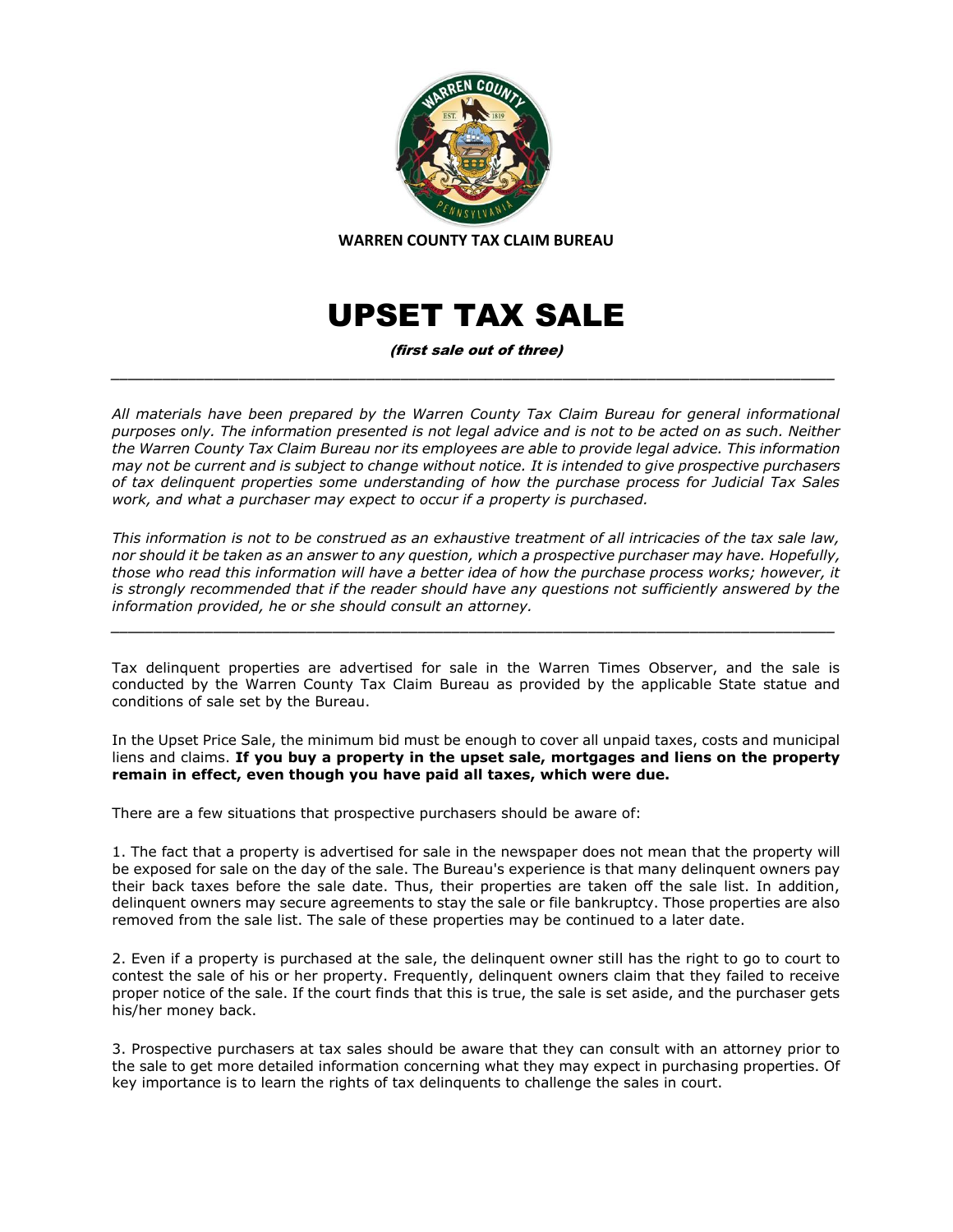**WARREN COUNTY TAX CLAIM BUREAU**

# UPSET TAX SALE

***(first sale out of three)***

---

*All materials have been prepared by the Warren County Tax Claim Bureau for general informational purposes only. The information presented is not legal advice and is not to be acted on as such. Neither the Warren County Tax Claim Bureau nor its employees are able to provide legal advice. This information may not be current and is subject to change without notice. It is intended to give prospective purchasers of tax delinquent properties some understanding of how the purchase process for Judicial Tax Sales work, and what a purchaser may expect to occur if a property is purchased.*

*This information is not to be construed as an exhaustive treatment of all intricacies of the tax sale law, nor should it be taken as an answer to any question, which a prospective purchaser may have. Hopefully, those who read this information will have a better idea of how the purchase process works; however, it is strongly recommended that if the reader should have any questions not sufficiently answered by the information provided, he or she should consult an attorney.*

---

Tax delinquent properties are advertised for sale in the Warren Times Observer, and the sale is conducted by the Warren County Tax Claim Bureau as provided by the applicable State statue and conditions of sale set by the Bureau.

In the Upset Price Sale, the minimum bid must be enough to cover all unpaid taxes, costs and municipal liens and claims. **If you buy a property in the upset sale, mortgages and liens on the property remain in effect, even though you have paid all taxes, which were due.**

There are a few situations that prospective purchasers should be aware of:

1. The fact that a property is advertised for sale in the newspaper does not mean that the property will be exposed for sale on the day of the sale. The Bureau's experience is that many delinquent owners pay their back taxes before the sale date. Thus, their properties are taken off the sale list. In addition, delinquent owners may secure agreements to stay the sale or file bankruptcy. Those properties are also removed from the sale list. The sale of these properties may be continued to a later date.

2. Even if a property is purchased at the sale, the delinquent owner still has the right to go to court to contest the sale of his or her property. Frequently, delinquent owners claim that they failed to receive proper notice of the sale. If the court finds that this is true, the sale is set aside, and the purchaser gets his/her money back.

3. Prospective purchasers at tax sales should be aware that they can consult with an attorney prior to the sale to get more detailed information concerning what they may expect in purchasing properties. Of key importance is to learn the rights of tax delinquents to challenge the sales in court.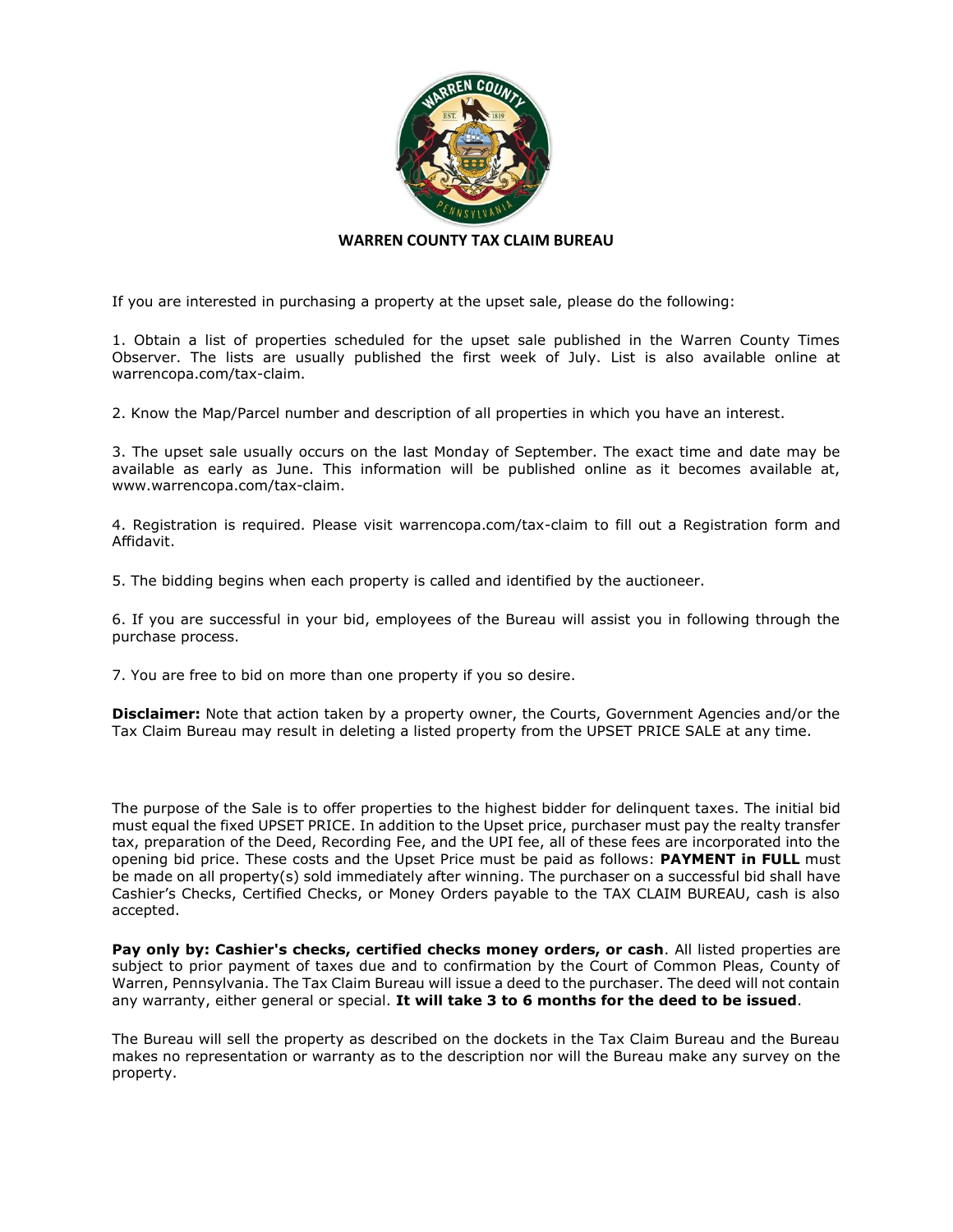**WARREN COUNTY TAX CLAIM BUREAU**

If you are interested in purchasing a property at the upset sale, please do the following:

1. Obtain a list of properties scheduled for the upset sale published in the Warren County Times Observer. The lists are usually published the first week of July. List is also available online at warrencopa.com/tax-claim.

2. Know the Map/Parcel number and description of all properties in which you have an interest.

3. The upset sale usually occurs on the last Monday of September. The exact time and date may be available as early as June. This information will be published online as it becomes available at, www.warrencopa.com/tax-claim.

4. Registration is required. Please visit warrencopa.com/tax-claim to fill out a Registration form and Affidavit.

5. The bidding begins when each property is called and identified by the auctioneer.

6. If you are successful in your bid, employees of the Bureau will assist you in following through the purchase process.

7. You are free to bid on more than one property if you so desire.

**Disclaimer:** Note that action taken by a property owner, the Courts, Government Agencies and/or the Tax Claim Bureau may result in deleting a listed property from the UPSET PRICE SALE at any time.

The purpose of the Sale is to offer properties to the highest bidder for delinquent taxes. The initial bid must equal the fixed UPSET PRICE. In addition to the Upset price, purchaser must pay the realty transfer tax, preparation of the Deed, Recording Fee, and the UPI fee, all of these fees are incorporated into the opening bid price. These costs and the Upset Price must be paid as follows: **PAYMENT in FULL** must be made on all property(s) sold immediately after winning. The purchaser on a successful bid shall have Cashier's Checks, Certified Checks, or Money Orders payable to the TAX CLAIM BUREAU, cash is also accepted.

**Pay only by: Cashier's checks, certified checks money orders, or cash**. All listed properties are subject to prior payment of taxes due and to confirmation by the Court of Common Pleas, County of Warren, Pennsylvania. The Tax Claim Bureau will issue a deed to the purchaser. The deed will not contain any warranty, either general or special. **It will take 3 to 6 months for the deed to be issued**.

The Bureau will sell the property as described on the dockets in the Tax Claim Bureau and the Bureau makes no representation or warranty as to the description nor will the Bureau make any survey on the property.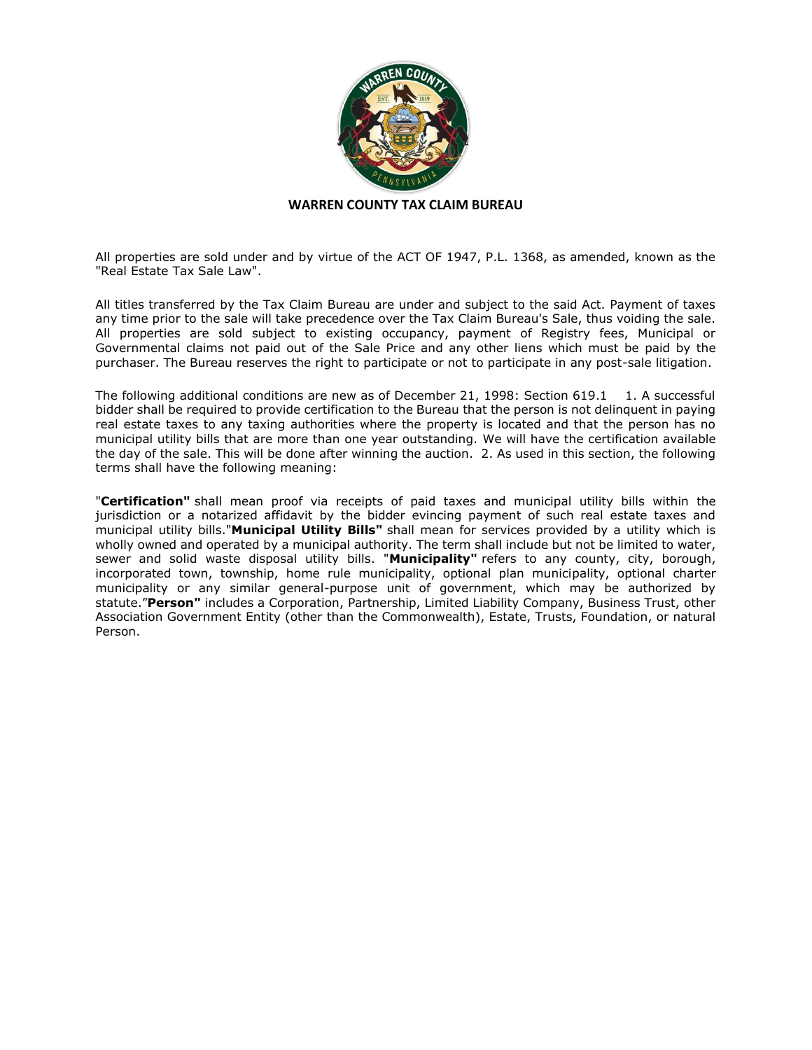## WARREN COUNTY TAX CLAIM BUREAU

All properties are sold under and by virtue of the ACT OF 1947, P.L. 1368, as amended, known as the "Real Estate Tax Sale Law".

All titles transferred by the Tax Claim Bureau are under and subject to the said Act. Payment of taxes any time prior to the sale will take precedence over the Tax Claim Bureau's Sale, thus voiding the sale. All properties are sold subject to existing occupancy, payment of Registry fees, Municipal or Governmental claims not paid out of the Sale Price and any other liens which must be paid by the purchaser. The Bureau reserves the right to participate or not to participate in any post-sale litigation.

The following additional conditions are new as of December 21, 1998: Section 619.1 1. A successful bidder shall be required to provide certification to the Bureau that the person is not delinquent in paying real estate taxes to any taxing authorities where the property is located and that the person has no municipal utility bills that are more than one year outstanding. We will have the certification available the day of the sale. This will be done after winning the auction. 2. As used in this section, the following terms shall have the following meaning:

"**Certification"** shall mean proof via receipts of paid taxes and municipal utility bills within the jurisdiction or a notarized affidavit by the bidder evincing payment of such real estate taxes and municipal utility bills."**Municipal Utility Bills"** shall mean for services provided by a utility which is wholly owned and operated by a municipal authority. The term shall include but not be limited to water, sewer and solid waste disposal utility bills. "**Municipality"** refers to any county, city, borough, incorporated town, township, home rule municipality, optional plan municipality, optional charter municipality or any similar general-purpose unit of government, which may be authorized by statute."**Person"** includes a Corporation, Partnership, Limited Liability Company, Business Trust, other Association Government Entity (other than the Commonwealth), Estate, Trusts, Foundation, or natural Person.